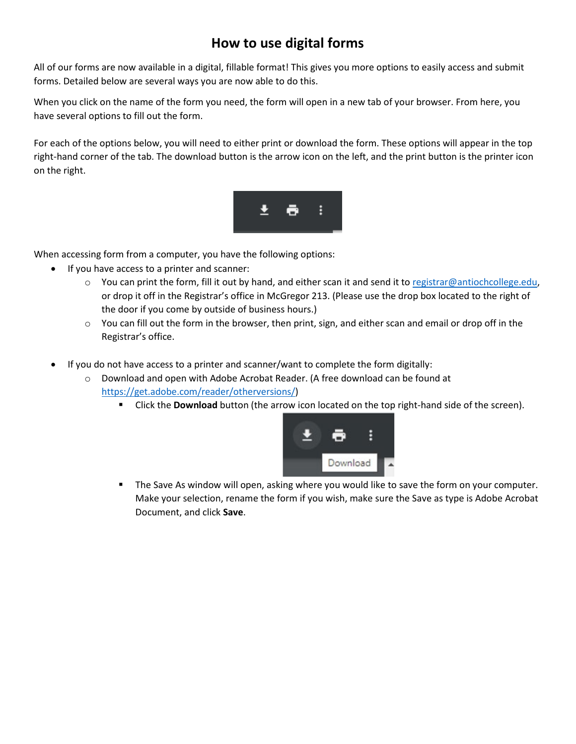# How to use digital forms

All of our forms are now available in a digital, fillable format! This gives you more options to easily access and submit forms. Detailed below are several ways you are now able to do this.

When you click on the name of the form you need, the form will open in a new tab of your browser. From here, you have several options to fill out the form.

For each of the options below, you will need to either print or download the form. These options will appear in the top right-hand corner of the tab. The download button is the arrow icon on the left, and the print button is the printer icon on the right.

When accessing form from a computer, you have the following options:

- If you have access to a printer and scanner:
    - You can print the form, fill it out by hand, and either scan it and send it to registrar@antiochcollege.edu, or drop it off in the Registrar's office in McGregor 213. (Please use the drop box located to the right of the door if you come by outside of business hours.)
    - You can fill out the form in the browser, then print, sign, and either scan and email or drop off in the Registrar's office.

- If you do not have access to a printer and scanner/want to complete the form digitally:
    - Download and open with Adobe Acrobat Reader. (A free download can be found at https://get.adobe.com/reader/otherversions/)
        - Click the **Download** button (the arrow icon located on the top right-hand side of the screen).
        - The Save As window will open, asking where you would like to save the form on your computer. Make your selection, rename the form if you wish, make sure the Save as type is Adobe Acrobat Document, and click **Save**.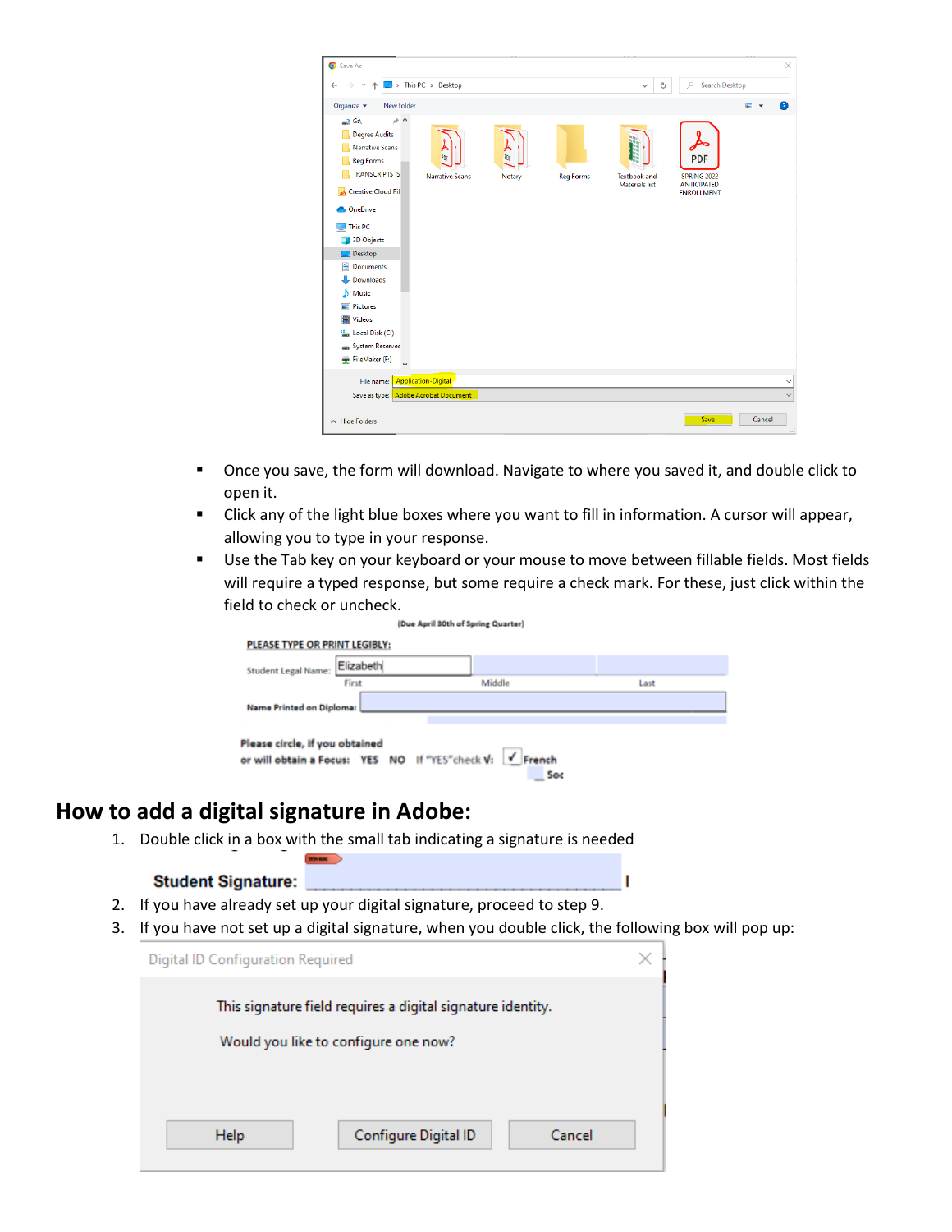- Once you save, the form will download. Navigate to where you saved it, and double click to open it.
- Click any of the light blue boxes where you want to fill in information. A cursor will appear, allowing you to type in your response.
- Use the Tab key on your keyboard or your mouse to move between fillable fields. Most fields will require a typed response, but some require a check mark. For these, just click within the field to check or uncheck.

## How to add a digital signature in Adobe:

1. Double click in a box with the small tab indicating a signature is needed
2. If you have already set up your digital signature, proceed to step 9.
3. If you have not set up a digital signature, when you double click, the following box will pop up: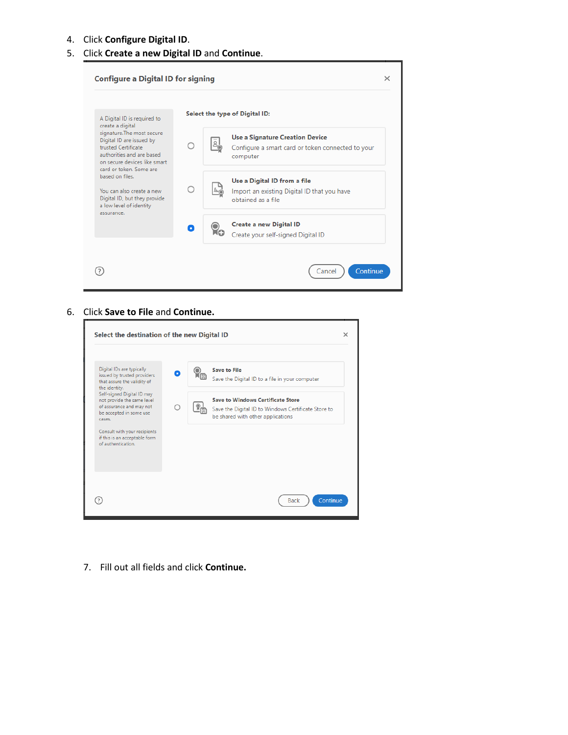4. Click **Configure Digital ID**.
5. Click **Create a new Digital ID** and **Continue**.

Configure a Digital ID for signing

A Digital ID is required to create a digital signature.The most secure Digital ID are issued by trusted Certificate authorities and are based on secure devices like smart card or token. Some are based on files.

You can also create a new Digital ID, but they provide a low level of identity assurance.

Select the type of Digital ID:

- **Use a Signature Creation Device**
  Configure a smart card or token connected to your computer
- **Use a Digital ID from a file**
  Import an existing Digital ID that you have obtained as a file
- **Create a new Digital ID**
  Create your self-signed Digital ID

Cancel | Continue

6. Click **Save to File** and **Continue.**

Select the destination of the new Digital ID

Digital IDs are typically issued by trusted providers that assure the validity of the identity.
Self-signed Digital ID may not provide the same level of assurance and may not be accepted in some use cases.

Consult with your recipients if this is an acceptable form of authentication.

- **Save to File**
  Save the Digital ID to a file in your computer
- **Save to Windows Certificate Store**
  Save the Digital ID to Windows Certificate Store to be shared with other applications

Back | Continue

7. Fill out all fields and click **Continue.**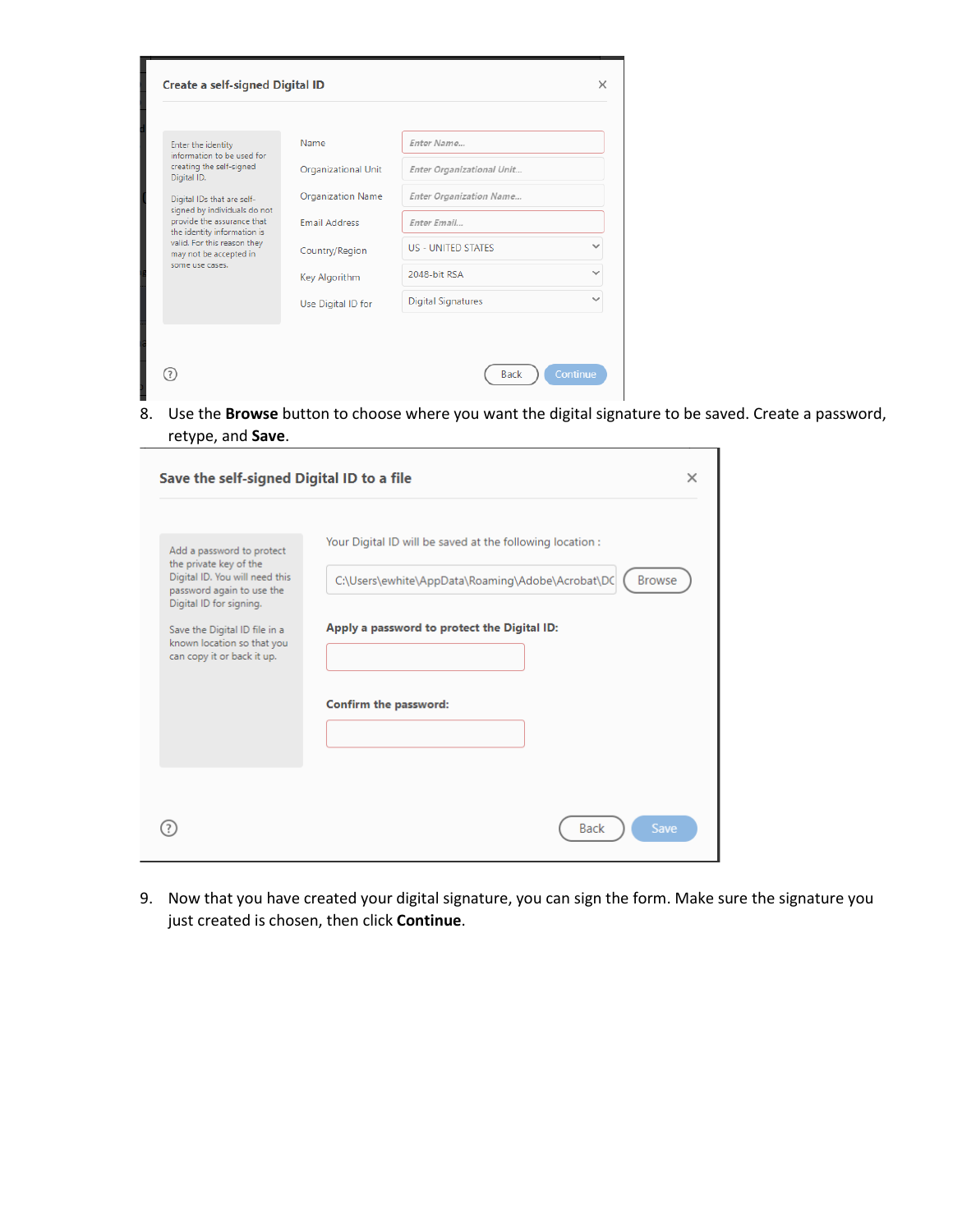**Create a self-signed Digital ID**

Enter the identity information to be used for creating the self-signed Digital ID.

Digital IDs that are self-signed by individuals do not provide the assurance that the identity information is valid. For this reason they may not be accepted in some use cases.

| | |
|---|---|
| Name | Enter Name... |
| Organizational Unit | Enter Organizational Unit... |
| Organization Name | Enter Organization Name... |
| Email Address | Enter Email... |
| Country/Region | US - UNITED STATES |
| Key Algorithm | 2048-bit RSA |
| Use Digital ID for | Digital Signatures |

Back Continue

8. Use the **Browse** button to choose where you want the digital signature to be saved. Create a password, retype, and **Save**.

**Save the self-signed Digital ID to a file**

Add a password to protect the private key of the Digital ID. You will need this password again to use the Digital ID for signing.

Save the Digital ID file in a known location so that you can copy it or back it up.

Your Digital ID will be saved at the following location :

C:\Users\ewhite\AppData\Roaming\Adobe\Acrobat\DC Browse

**Apply a password to protect the Digital ID:**

**Confirm the password:**

Back Save

9. Now that you have created your digital signature, you can sign the form. Make sure the signature you just created is chosen, then click **Continue**.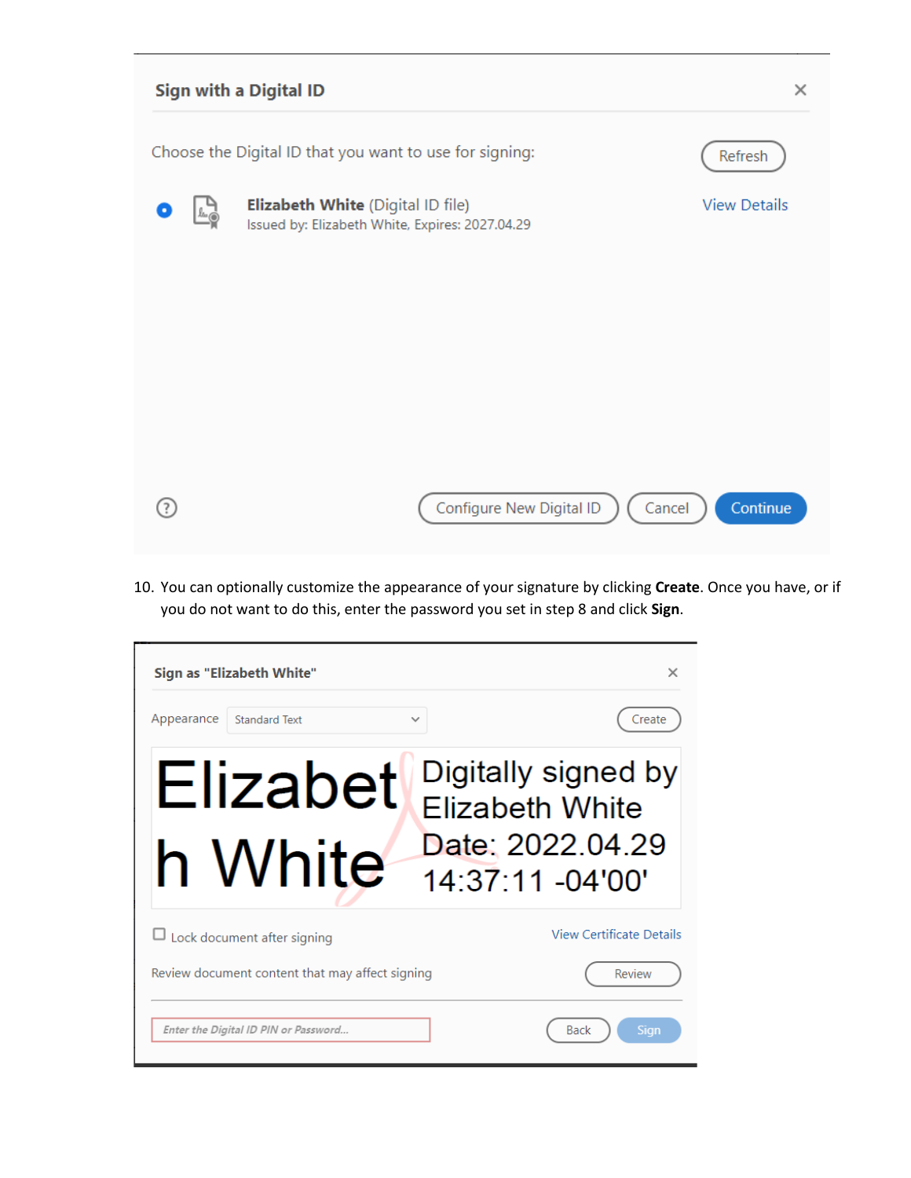Sign with a Digital ID

Choose the Digital ID that you want to use for signing:

Refresh

**Elizabeth White** (Digital ID file)
Issued by: Elizabeth White, Expires: 2027.04.29

View Details

Configure New Digital ID | Cancel | Continue

10. You can optionally customize the appearance of your signature by clicking **Create**. Once you have, or if you do not want to do this, enter the password you set in step 8 and click **Sign**.

Sign as "Elizabeth White"

Appearance: Standard Text | Create

Elizabeth White — Digitally signed by Elizabeth White Date: 2022.04.29 14:37:11 -04'00'

Lock document after signing

View Certificate Details

Review document content that may affect signing | Review

Enter the Digital ID PIN or Password...

Back | Sign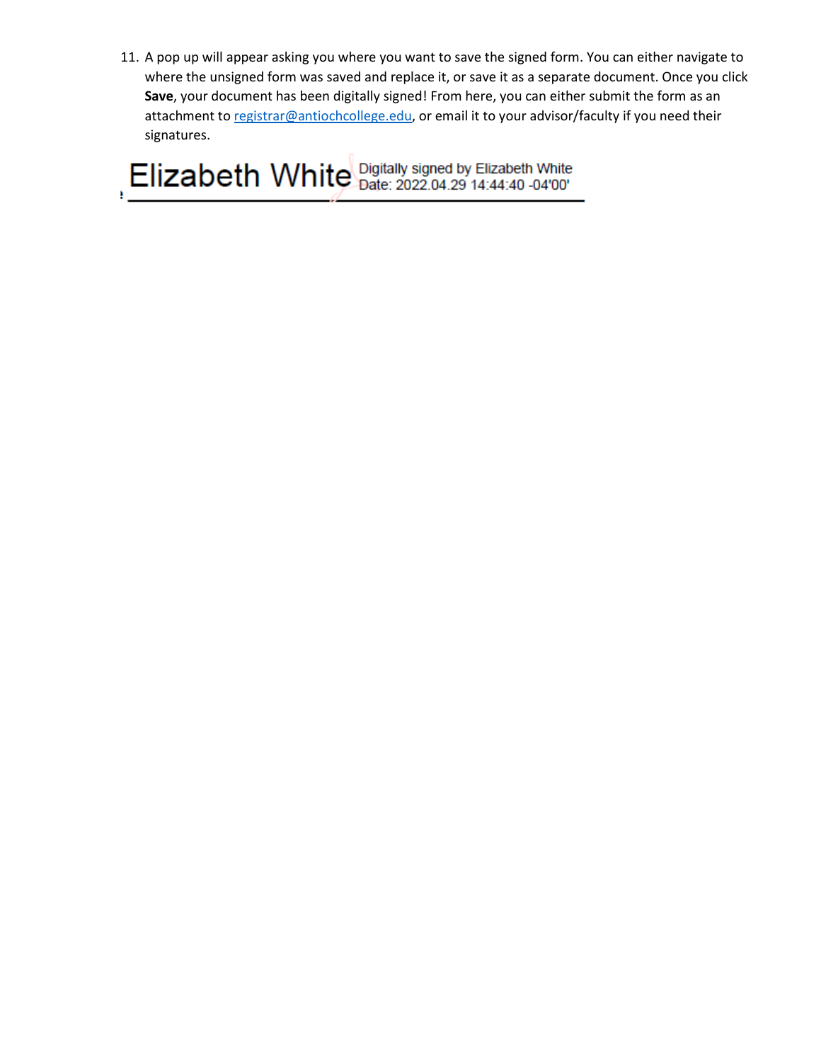11. A pop up will appear asking you where you want to save the signed form. You can either navigate to where the unsigned form was saved and replace it, or save it as a separate document. Once you click **Save**, your document has been digitally signed! From here, you can either submit the form as an attachment to [registrar@antiochcollege.edu](mailto:registrar@antiochcollege.edu), or email it to your advisor/faculty if you need their signatures.

Elizabeth White Digitally signed by Elizabeth White
Date: 2022.04.29 14:44:40 -04'00'